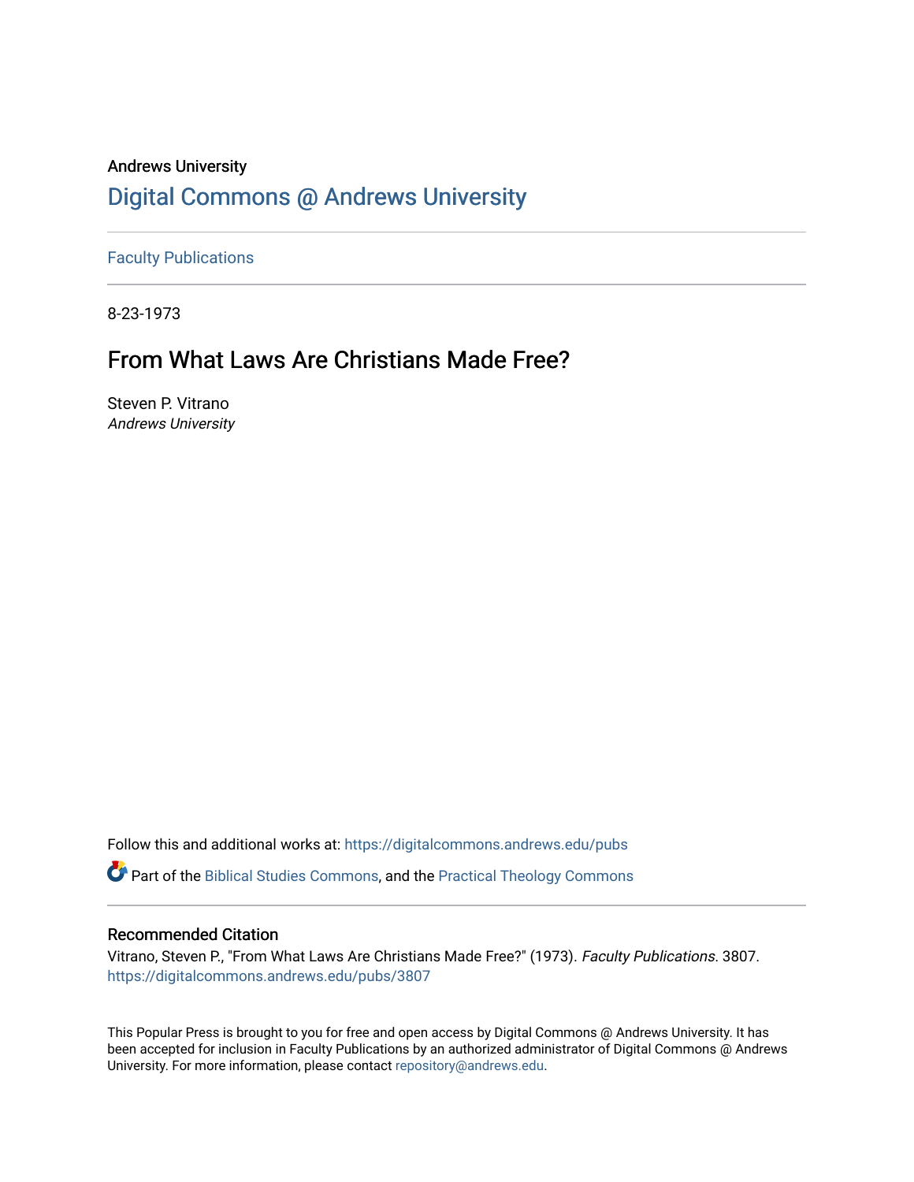Andrews University

# Digital Commons @ Andrews University

Faculty Publications

8-23-1973

## From What Laws Are Christians Made Free?

Steven P. Vitrano
*Andrews University*

Follow this and additional works at: https://digitalcommons.andrews.edu/pubs

Part of the Biblical Studies Commons, and the Practical Theology Commons

### Recommended Citation

Vitrano, Steven P., "From What Laws Are Christians Made Free?" (1973). *Faculty Publications*. 3807.
https://digitalcommons.andrews.edu/pubs/3807

This Popular Press is brought to you for free and open access by Digital Commons @ Andrews University. It has been accepted for inclusion in Faculty Publications by an authorized administrator of Digital Commons @ Andrews University. For more information, please contact repository@andrews.edu.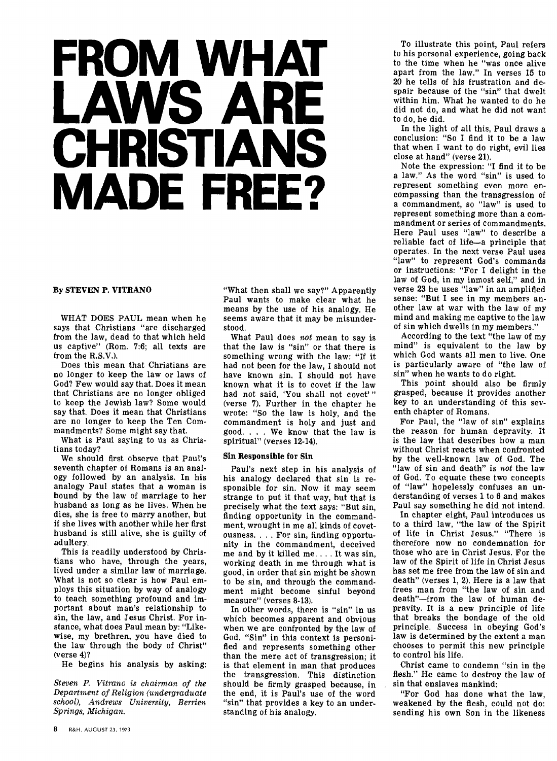# FROM WHAT LAWS ARE CHRISTIANS MADE FREE?

By STEVEN P. VITRANO

WHAT DOES PAUL mean when he says that Christians "are discharged from the law, dead to that which held us captive" (Rom. 7:6; all texts are from the R.S.V.).

Does this mean that Christians are no longer to keep the law or laws of God? Few would say that. Does it mean that Christians are no longer obliged to keep the Jewish law? Some would say that. Does it mean that Christians are no longer to keep the Ten Commandments? Some might say that.

What is Paul saying to us as Christians today?

We should first observe that Paul's seventh chapter of Romans is an analogy followed by an analysis. In his analogy Paul states that a woman is bound by the law of marriage to her husband as long as he lives. When he dies, she is free to marry another, but if she lives with another while her first husband is still alive, she is guilty of adultery.

This is readily understood by Christians who have, through the years, lived under a similar law of marriage. What is not so clear is how Paul employs this situation by way of analogy to teach something profound and important about man's relationship to sin, the law, and Jesus Christ. For instance, what does Paul mean by: "Likewise, my brethren, you have died to the law through the body of Christ" (verse 4)?

He begins his analysis by asking:

*Steven P. Vitrano is chairman of the Department of Religion (undergraduate school), Andrews University, Berrien Springs, Michigan.*

"What then shall we say?" Apparently Paul wants to make clear what he means by the use of his analogy. He seems aware that it may be misunderstood.

What Paul does *not* mean to say is that the law is "sin" or that there is something wrong with the law: "If it had not been for the law, I should not have known sin. I should not have known what it is to covet if the law had not said, 'You shall not covet'" (verse 7). Further in the chapter he wrote: "So the law is holy, and the commandment is holy and just and good. . . . We know that the law is spiritual" (verses 12-14).

### Sin Responsible for Sin

Paul's next step in his analysis of his analogy declared that sin is responsible for sin. Now it may seem strange to put it that way, but that is precisely what the text says: "But sin, finding opportunity in the commandment, wrought in me all kinds of covetousness. . . . For sin, finding opportunity in the commandment, deceived me and by it killed me. . . . It was sin, working death in me through what is good, in order that sin might be shown to be sin, and through the commandment might become sinful beyond measure" (verses 8-13).

In other words, there is "sin" in us which becomes apparent and obvious when we are confronted by the law of God. "Sin" in this context is personified and represents something other than the mere act of transgression; it is that element in man that produces the transgression. This distinction should be firmly grasped because, in the end, it is Paul's use of the word "sin" that provides a key to an understanding of his analogy.

To illustrate this point, Paul refers to his personal experience, going back to the time when he "was once alive apart from the law." In verses 15 to 20 he tells of his frustration and despair because of the "sin" that dwelt within him. What he wanted to do he did not do, and what he did not want to do, he did.

In the light of all this, Paul draws a conclusion: "So I find it to be a law that when I want to do right, evil lies close at hand" (verse 21).

Note the expression: "I find it to be a law." As the word "sin" is used to represent something even more encompassing than the transgression of a commandment, so "law" is used to represent something more than a commandment or series of commandments. Here Paul uses "law" to describe a reliable fact of life—a principle that operates. In the next verse Paul uses "law" to represent God's commands or instructions: "For I delight in the law of God, in my inmost self," and in verse 23 he uses "law" in an amplified sense: "But I see in my members another law at war with the law of my mind and making me captive to the law of sin which dwells in my members."

According to the text "the law of my mind" is equivalent to the law by which God wants all men to live. One is particularly aware of "the law of sin" when he wants to do right.

This point should also be firmly grasped, because it provides another key to an understanding of this seventh chapter of Romans.

For Paul, the "law of sin" explains the reason for human depravity. It is the law that describes how a man without Christ reacts when confronted by the well-known law of God. The "law of sin and death" is *not* the law of God. To equate these two concepts of "law" hopelessly confuses an understanding of verses 1 to 6 and makes Paul say something he did not intend.

In chapter eight, Paul introduces us to a third law, "the law of the Spirit of life in Christ Jesus." "There is therefore now no condemnation for those who are in Christ Jesus. For the law of the Spirit of life in Christ Jesus has set me free from the law of sin and death" (verses 1, 2). Here is a law that frees man from "the law of sin and death"—from the law of human depravity. It is a new principle of life that breaks the bondage of the old principle. Success in obeying God's law is determined by the extent a man chooses to permit this new principle to control his life.

Christ came to condemn "sin in the flesh." He came to destroy the law of sin that enslaves mankind:

"For God has done what the law, weakened by the flesh, could not do: sending his own Son in the likeness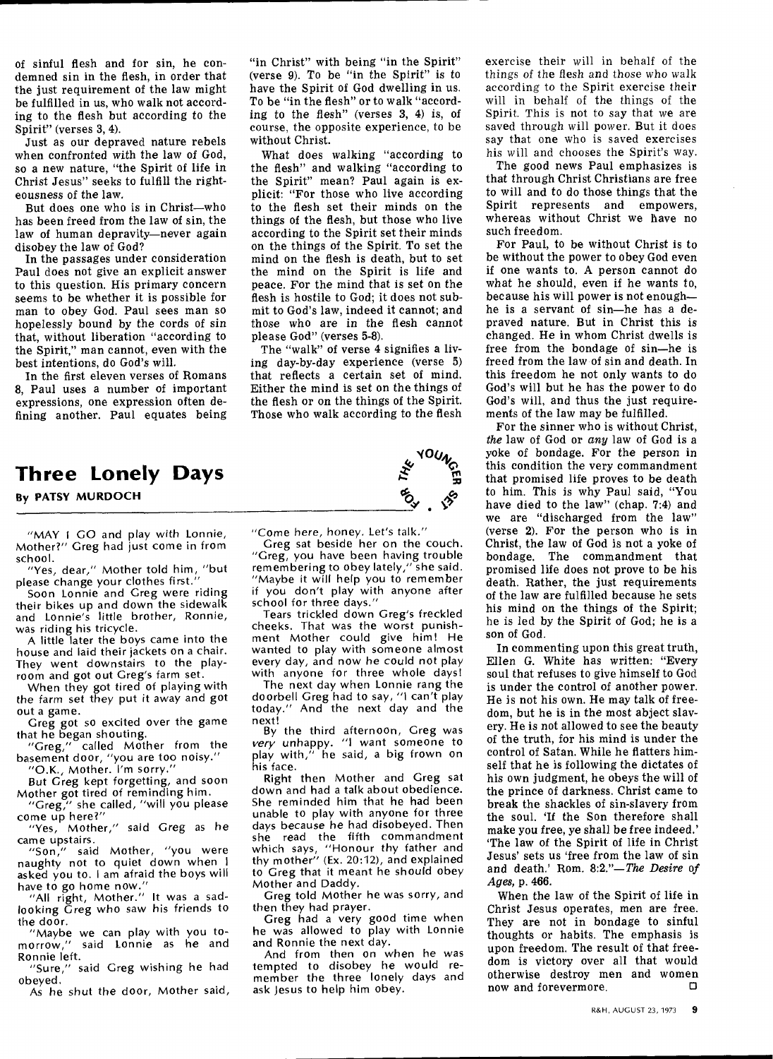of sinful flesh and for sin, he condemned sin in the flesh, in order that the just requirement of the law might be fulfilled in us, who walk not according to the flesh but according to the Spirit" (verses 3, 4).

Just as our depraved nature rebels when confronted with the law of God, so a new nature, "the Spirit of life in Christ Jesus" seeks to fulfill the righteousness of the law.

But does one who is in Christ—who has been freed from the law of sin, the law of human depravity—never again disobey the law of God?

In the passages under consideration Paul does not give an explicit answer to this question. His primary concern seems to be whether it is possible for man to obey God. Paul sees man so hopelessly bound by the cords of sin that, without liberation "according to the Spirit," man cannot, even with the best intentions, do God's will.

In the first eleven verses of Romans 8, Paul uses a number of important expressions, one expression often defining another. Paul equates being "in Christ" with being "in the Spirit" (verse 9). To be "in the Spirit" is to have the Spirit of God dwelling in us. To be "in the flesh" or to walk "according to the flesh" (verses 3, 4) is, of course, the opposite experience, to be without Christ.

What does walking "according to the flesh" and walking "according to the Spirit" mean? Paul again is explicit: "For those who live according to the flesh set their minds on the things of the flesh, but those who live according to the Spirit set their minds on the things of the Spirit. To set the mind on the flesh is death, but to set the mind on the Spirit is life and peace. For the mind that is set on the flesh is hostile to God; it does not submit to God's law, indeed it cannot; and those who are in the flesh cannot please God" (verses 5-8).

The "walk" of verse 4 signifies a living day-by-day experience (verse 5) that reflects a certain set of mind. Either the mind is set on the things of the flesh or on the things of the Spirit. Those who walk according to the flesh exercise their will in behalf of the things of the flesh and those who walk according to the Spirit exercise their will in behalf of the things of the Spirit. This is not to say that we are saved through will power. But it does say that one who is saved exercises his will and chooses the Spirit's way.

The good news Paul emphasizes is that through Christ Christians are free to will and to do those things that the Spirit represents and empowers, whereas without Christ we have no such freedom.

For Paul, to be without Christ is to be without the power to obey God even if one wants to. A person cannot do what he should, even if he wants to, because his will power is not enough—he is a servant of sin—he has a depraved nature. But in Christ this is changed. He in whom Christ dwells is free from the bondage of sin—he is freed from the law of sin and death. In this freedom he not only wants to do God's will but he has the power to do God's will, and thus the just requirements of the law may be fulfilled.

For the sinner who is without Christ, *the* law of God or *any* law of God is a yoke of bondage. For the person in this condition the very commandment that promised life proves to be death to him. This is why Paul said, "You have died to the law" (chap. 7:4) and we are "discharged from the law" (verse 2). For the person who is in Christ, the law of God is not a yoke of bondage. The commandment that promised life does not prove to be his death. Rather, the just requirements of the law are fulfilled because he sets his mind on the things of the Spirit; he is led by the Spirit of God; he is a son of God.

In commenting upon this great truth, Ellen G. White has written: "Every soul that refuses to give himself to God is under the control of another power. He is not his own. He may talk of freedom, but he is in the most abject slavery. He is not allowed to see the beauty of the truth, for his mind is under the control of Satan. While he flatters himself that he is following the dictates of his own judgment, he obeys the will of the prince of darkness. Christ came to break the shackles of sin-slavery from the soul. 'If the Son therefore shall make you free, ye shall be free indeed.' 'The law of the Spirit of life in Christ Jesus' sets us 'free from the law of sin and death.' Rom. 8:2."—*The Desire of Ages*, p. 466.

When the law of the Spirit of life in Christ Jesus operates, men are free. They are not in bondage to sinful thoughts or habits. The emphasis is upon freedom. The result of that freedom is victory over all that would otherwise destroy men and women now and forevermore. □

FOR THE YOUNGER SET

## Three Lonely Days

**By PATSY MURDOCH**

"MAY I GO and play with Lonnie, Mother?" Greg had just come in from school.

"Yes, dear," Mother told him, "but please change your clothes first."

Soon Lonnie and Greg were riding their bikes up and down the sidewalk and Lonnie's little brother, Ronnie, was riding his tricycle.

A little later the boys came into the house and laid their jackets on a chair. They went downstairs to the playroom and got out Greg's farm set.

When they got tired of playing with the farm set they put it away and got out a game.

Greg got so excited over the game that he began shouting.

"Greg," called Mother from the basement door, "you are too noisy."

"O.K., Mother. I'm sorry."

But Greg kept forgetting, and soon Mother got tired of reminding him.

"Greg," she called, "will you please come up here?"

"Yes, Mother," said Greg as he came upstairs.

"Son," said Mother, "you were naughty not to quiet down when I asked you to. I am afraid the boys will have to go home now."

"All right, Mother." It was a sad-looking Greg who saw his friends to the door.

"Maybe we can play with you tomorrow," said Lonnie as he and Ronnie left.

"Sure," said Greg wishing he had obeyed.

As he shut the door, Mother said, "Come here, honey. Let's talk."

Greg sat beside her on the couch. "Greg, you have been having trouble remembering to obey lately," she said. "Maybe it will help you to remember if you don't play with anyone after school for three days."

Tears trickled down Greg's freckled cheeks. That was the worst punishment Mother could give him! He wanted to play with someone almost every day, and now he could not play with anyone for three whole days!

The next day when Lonnie rang the doorbell Greg had to say, "I can't play today." And the next day and the next!

By the third afternoon, Greg was *very* unhappy. "I want someone to play with," he said, a big frown on his face.

Right then Mother and Greg sat down and had a talk about obedience. She reminded him that he had been unable to play with anyone for three days because he had disobeyed. Then she read the fifth commandment which says, "Honour thy father and thy mother" (Ex. 20:12), and explained to Greg that it meant he should obey Mother and Daddy.

Greg told Mother he was sorry, and then they had prayer.

Greg had a very good time when he was allowed to play with Lonnie and Ronnie the next day.

And from then on when he was tempted to disobey he would remember the three lonely days and ask Jesus to help him obey.